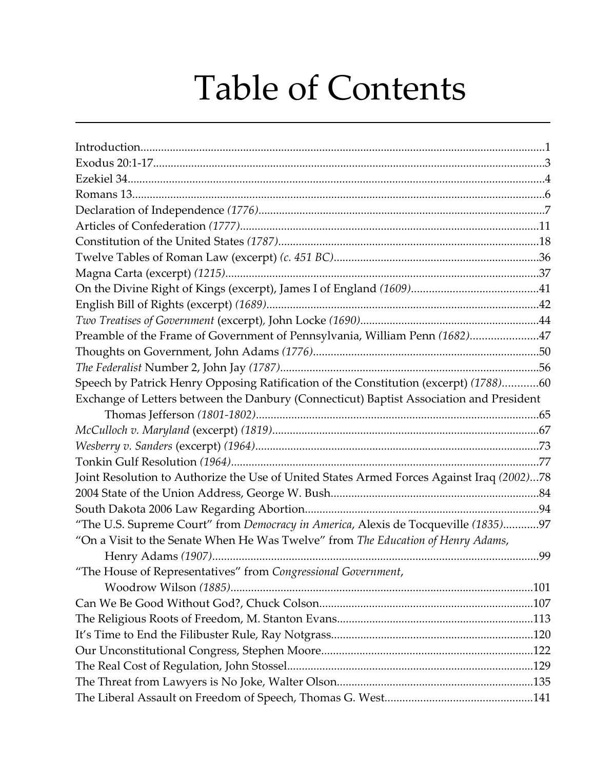# Table of Contents

Introduction...1
Exodus 20:1-17...3
Ezekiel 34...4
Romans 13...6
Declaration of Independence *(1776)*...7
Articles of Confederation *(1777)*...11
Constitution of the United States *(1787)*...18
Twelve Tables of Roman Law (excerpt) *(c. 451 BC)*...36
Magna Carta (excerpt) *(1215)*...37
On the Divine Right of Kings (excerpt), James I of England *(1609)*...41
English Bill of Rights (excerpt) *(1689)*...42
*Two Treatises of Government* (excerpt), John Locke *(1690)*...44
Preamble of the Frame of Government of Pennsylvania, William Penn *(1682)*...47
Thoughts on Government, John Adams *(1776)*...50
*The Federalist* Number 2, John Jay *(1787)*...56
Speech by Patrick Henry Opposing Ratification of the Constitution (excerpt) *(1788)*...60
Exchange of Letters between the Danbury (Connecticut) Baptist Association and President Thomas Jefferson *(1801-1802)*...65
*McCulloch v. Maryland* (excerpt) *(1819)*...67
*Wesberry v. Sanders* (excerpt) *(1964)*...73
Tonkin Gulf Resolution *(1964)*...77
Joint Resolution to Authorize the Use of United States Armed Forces Against Iraq *(2002)*...78
2004 State of the Union Address, George W. Bush...84
South Dakota 2006 Law Regarding Abortion...94
"The U.S. Supreme Court" from *Democracy in America*, Alexis de Tocqueville *(1835)*...97
"On a Visit to the Senate When He Was Twelve" from *The Education of Henry Adams*, Henry Adams *(1907)*...99
"The House of Representatives" from *Congressional Government*, Woodrow Wilson *(1885)*...101
Can We Be Good Without God?, Chuck Colson...107
The Religious Roots of Freedom, M. Stanton Evans...113
It's Time to End the Filibuster Rule, Ray Notgrass...120
Our Unconstitutional Congress, Stephen Moore...122
The Real Cost of Regulation, John Stossel...129
The Threat from Lawyers is No Joke, Walter Olson...135
The Liberal Assault on Freedom of Speech, Thomas G. West...141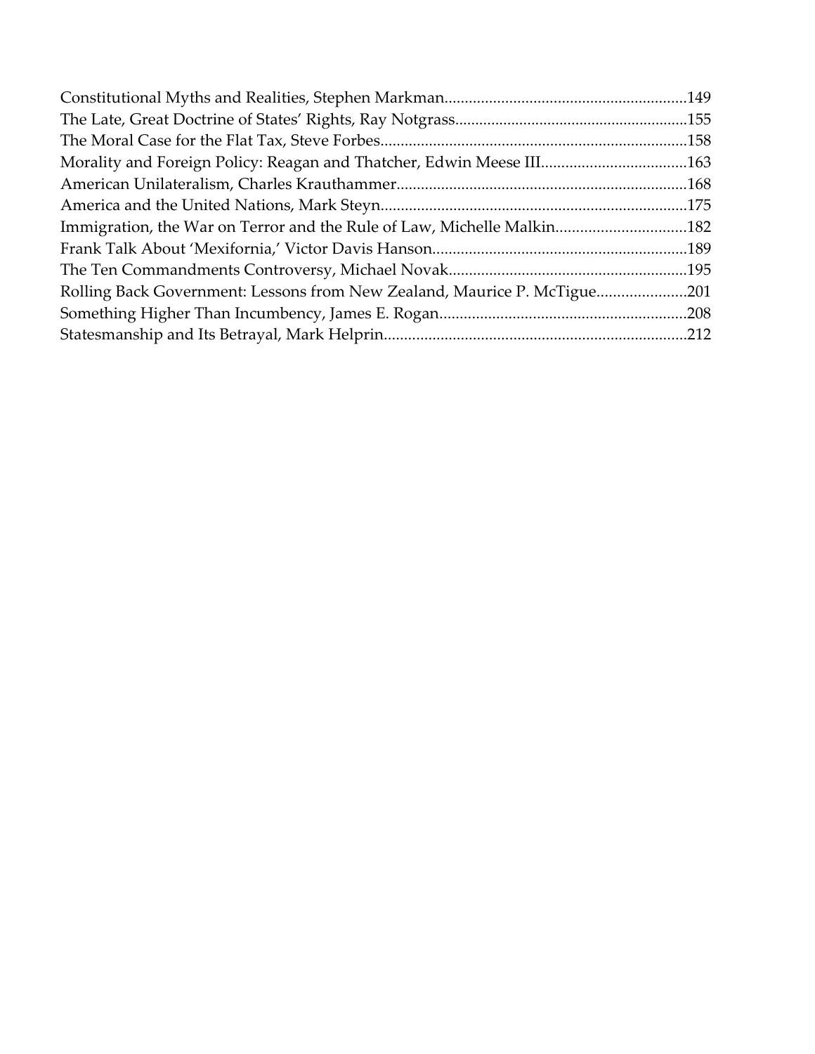Constitutional Myths and Realities, Stephen Markman............................................................149
The Late, Great Doctrine of States' Rights, Ray Notgrass..........................................................155
The Moral Case for the Flat Tax, Steve Forbes............................................................................158
Morality and Foreign Policy: Reagan and Thatcher, Edwin Meese III....................................163
American Unilateralism, Charles Krauthammer........................................................................168
America and the United Nations, Mark Steyn............................................................................175
Immigration, the War on Terror and the Rule of Law, Michelle Malkin.................................182
Frank Talk About 'Mexifornia,' Victor Davis Hanson...............................................................189
The Ten Commandments Controversy, Michael Novak...........................................................195
Rolling Back Government: Lessons from New Zealand, Maurice P. McTigue......................201
Something Higher Than Incumbency, James E. Rogan.............................................................208
Statesmanship and Its Betrayal, Mark Helprin..........................................................................212